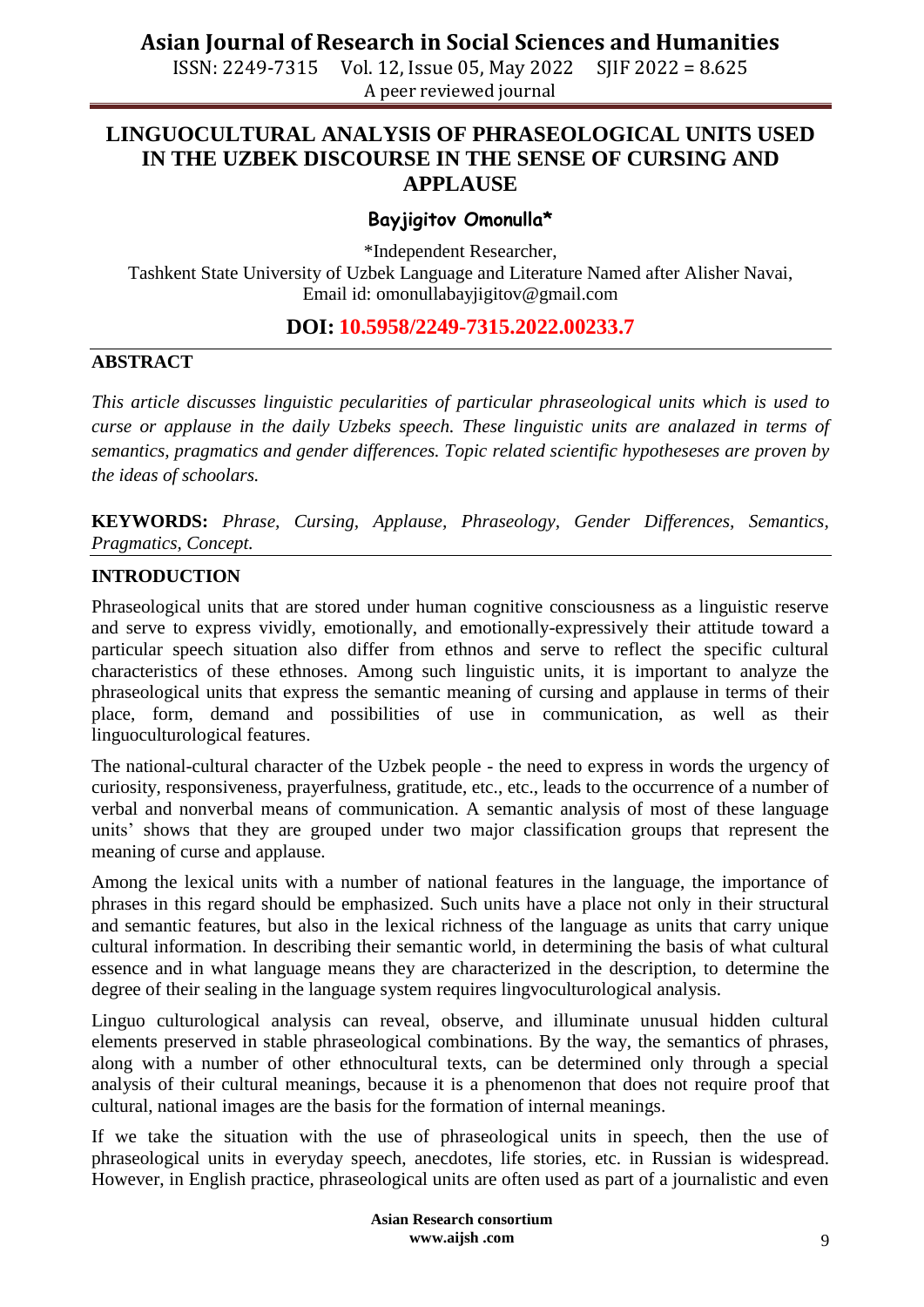# LINGUOCULTURAL ANALYSIS OF PHRASEOLOGICAL UNITS USED IN THE UZBEK DISCOURSE IN THE SENSE OF CURSING AND APPLAUSE

**Bayjigitov Omonulla***

*Independent Researcher,
Tashkent State University of Uzbek Language and Literature Named after Alisher Navai,
Email id: omonullabayjigitov@gmail.com

**DOI: 10.5958/2249-7315.2022.00233.7**

## ABSTRACT

*This article discusses linguistic pecularities of particular phraseological units which is used to curse or applause in the daily Uzbeks speech. These linguistic units are analazed in terms of semantics, pragmatics and gender differences. Topic related scientific hypotheseses are proven by the ideas of schoolars.*

**KEYWORDS:** *Phrase, Cursing, Applause, Phraseology, Gender Differences, Semantics, Pragmatics, Concept.*

## INTRODUCTION

Phraseological units that are stored under human cognitive consciousness as a linguistic reserve and serve to express vividly, emotionally, and emotionally-expressively their attitude toward a particular speech situation also differ from ethnos and serve to reflect the specific cultural characteristics of these ethnoses. Among such linguistic units, it is important to analyze the phraseological units that express the semantic meaning of cursing and applause in terms of their place, form, demand and possibilities of use in communication, as well as their linguoculturological features.

The national-cultural character of the Uzbek people - the need to express in words the urgency of curiosity, responsiveness, prayerfulness, gratitude, etc., etc., leads to the occurrence of a number of verbal and nonverbal means of communication. A semantic analysis of most of these language units' shows that they are grouped under two major classification groups that represent the meaning of curse and applause.

Among the lexical units with a number of national features in the language, the importance of phrases in this regard should be emphasized. Such units have a place not only in their structural and semantic features, but also in the lexical richness of the language as units that carry unique cultural information. In describing their semantic world, in determining the basis of what cultural essence and in what language means they are characterized in the description, to determine the degree of their sealing in the language system requires lingvoculturological analysis.

Linguo culturological analysis can reveal, observe, and illuminate unusual hidden cultural elements preserved in stable phraseological combinations. By the way, the semantics of phrases, along with a number of other ethnocultural texts, can be determined only through a special analysis of their cultural meanings, because it is a phenomenon that does not require proof that cultural, national images are the basis for the formation of internal meanings.

If we take the situation with the use of phraseological units in speech, then the use of phraseological units in everyday speech, anecdotes, life stories, etc. in Russian is widespread. However, in English practice, phraseological units are often used as part of a journalistic and even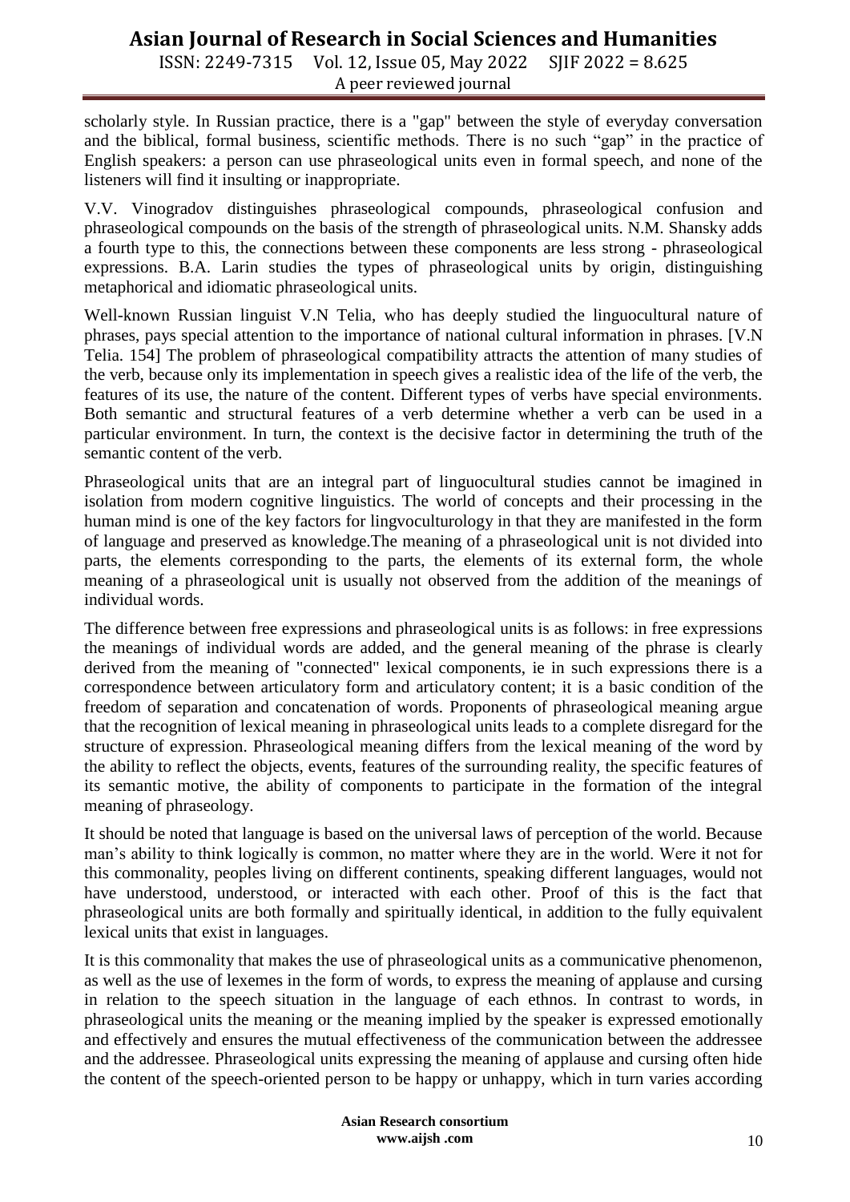scholarly style. In Russian practice, there is a "gap" between the style of everyday conversation and the biblical, formal business, scientific methods. There is no such "gap" in the practice of English speakers: a person can use phraseological units even in formal speech, and none of the listeners will find it insulting or inappropriate.

V.V. Vinogradov distinguishes phraseological compounds, phraseological confusion and phraseological compounds on the basis of the strength of phraseological units. N.M. Shansky adds a fourth type to this, the connections between these components are less strong - phraseological expressions. B.A. Larin studies the types of phraseological units by origin, distinguishing metaphorical and idiomatic phraseological units.

Well-known Russian linguist V.N Telia, who has deeply studied the linguocultural nature of phrases, pays special attention to the importance of national cultural information in phrases. [V.N Telia. 154] The problem of phraseological compatibility attracts the attention of many studies of the verb, because only its implementation in speech gives a realistic idea of the life of the verb, the features of its use, the nature of the content. Different types of verbs have special environments. Both semantic and structural features of a verb determine whether a verb can be used in a particular environment. In turn, the context is the decisive factor in determining the truth of the semantic content of the verb.

Phraseological units that are an integral part of linguocultural studies cannot be imagined in isolation from modern cognitive linguistics. The world of concepts and their processing in the human mind is one of the key factors for lingvoculturology in that they are manifested in the form of language and preserved as knowledge.The meaning of a phraseological unit is not divided into parts, the elements corresponding to the parts, the elements of its external form, the whole meaning of a phraseological unit is usually not observed from the addition of the meanings of individual words.

The difference between free expressions and phraseological units is as follows: in free expressions the meanings of individual words are added, and the general meaning of the phrase is clearly derived from the meaning of "connected" lexical components, ie in such expressions there is a correspondence between articulatory form and articulatory content; it is a basic condition of the freedom of separation and concatenation of words. Proponents of phraseological meaning argue that the recognition of lexical meaning in phraseological units leads to a complete disregard for the structure of expression. Phraseological meaning differs from the lexical meaning of the word by the ability to reflect the objects, events, features of the surrounding reality, the specific features of its semantic motive, the ability of components to participate in the formation of the integral meaning of phraseology.

It should be noted that language is based on the universal laws of perception of the world. Because man's ability to think logically is common, no matter where they are in the world. Were it not for this commonality, peoples living on different continents, speaking different languages, would not have understood, understood, or interacted with each other. Proof of this is the fact that phraseological units are both formally and spiritually identical, in addition to the fully equivalent lexical units that exist in languages.

It is this commonality that makes the use of phraseological units as a communicative phenomenon, as well as the use of lexemes in the form of words, to express the meaning of applause and cursing in relation to the speech situation in the language of each ethnos. In contrast to words, in phraseological units the meaning or the meaning implied by the speaker is expressed emotionally and effectively and ensures the mutual effectiveness of the communication between the addressee and the addressee. Phraseological units expressing the meaning of applause and cursing often hide the content of the speech-oriented person to be happy or unhappy, which in turn varies according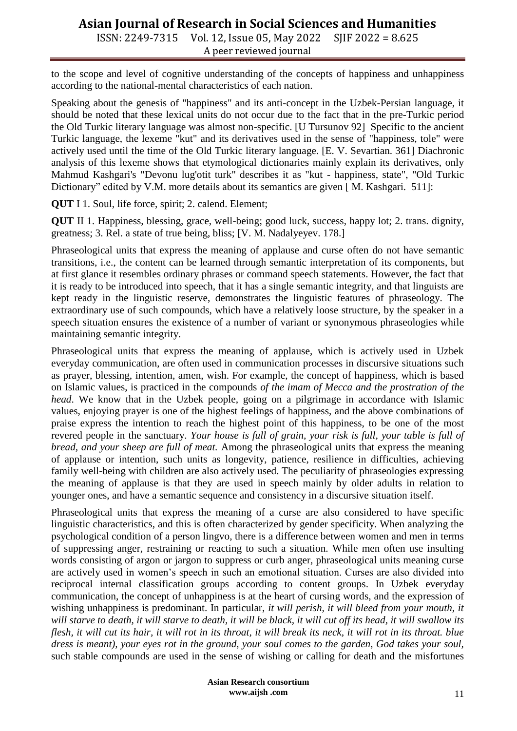to the scope and level of cognitive understanding of the concepts of happiness and unhappiness according to the national-mental characteristics of each nation.

Speaking about the genesis of "happiness" and its anti-concept in the Uzbek-Persian language, it should be noted that these lexical units do not occur due to the fact that in the pre-Turkic period the Old Turkic literary language was almost non-specific. [U Tursunov 92] Specific to the ancient Turkic language, the lexeme "kut" and its derivatives used in the sense of "happiness, tole" were actively used until the time of the Old Turkic literary language. [E. V. Sevartian. 361] Diachronic analysis of this lexeme shows that etymological dictionaries mainly explain its derivatives, only Mahmud Kashgari's "Devonu lug'otit turk" describes it as "kut - happiness, state", "Old Turkic Dictionary" edited by V.M. more details about its semantics are given [ M. Kashgari. 511]:

**QUT** I 1. Soul, life force, spirit; 2. calend. Element;

**QUT** II 1. Happiness, blessing, grace, well-being; good luck, success, happy lot; 2. trans. dignity, greatness; 3. Rel. a state of true being, bliss; [V. M. Nadalyeyev. 178.]

Phraseological units that express the meaning of applause and curse often do not have semantic transitions, i.e., the content can be learned through semantic interpretation of its components, but at first glance it resembles ordinary phrases or command speech statements. However, the fact that it is ready to be introduced into speech, that it has a single semantic integrity, and that linguists are kept ready in the linguistic reserve, demonstrates the linguistic features of phraseology. The extraordinary use of such compounds, which have a relatively loose structure, by the speaker in a speech situation ensures the existence of a number of variant or synonymous phraseologies while maintaining semantic integrity.

Phraseological units that express the meaning of applause, which is actively used in Uzbek everyday communication, are often used in communication processes in discursive situations such as prayer, blessing, intention, amen, wish. For example, the concept of happiness, which is based on Islamic values, is practiced in the compounds *of the imam of Mecca and the prostration of the head*. We know that in the Uzbek people, going on a pilgrimage in accordance with Islamic values, enjoying prayer is one of the highest feelings of happiness, and the above combinations of praise express the intention to reach the highest point of this happiness, to be one of the most revered people in the sanctuary. *Your house is full of grain, your risk is full, your table is full of bread, and your sheep are full of meat.* Among the phraseological units that express the meaning of applause or intention, such units as longevity, patience, resilience in difficulties, achieving family well-being with children are also actively used. The peculiarity of phraseologies expressing the meaning of applause is that they are used in speech mainly by older adults in relation to younger ones, and have a semantic sequence and consistency in a discursive situation itself.

Phraseological units that express the meaning of a curse are also considered to have specific linguistic characteristics, and this is often characterized by gender specificity. When analyzing the psychological condition of a person lingvo, there is a difference between women and men in terms of suppressing anger, restraining or reacting to such a situation. While men often use insulting words consisting of argon or jargon to suppress or curb anger, phraseological units meaning curse are actively used in women's speech in such an emotional situation. Curses are also divided into reciprocal internal classification groups according to content groups. In Uzbek everyday communication, the concept of unhappiness is at the heart of cursing words, and the expression of wishing unhappiness is predominant. In particular, *it will perish, it will bleed from your mouth, it will starve to death, it will starve to death, it will be black, it will cut off its head, it will swallow its flesh, it will cut its hair, it will rot in its throat, it will break its neck, it will rot in its throat. blue dress is meant), your eyes rot in the ground, your soul comes to the garden, God takes your soul,* such stable compounds are used in the sense of wishing or calling for death and the misfortunes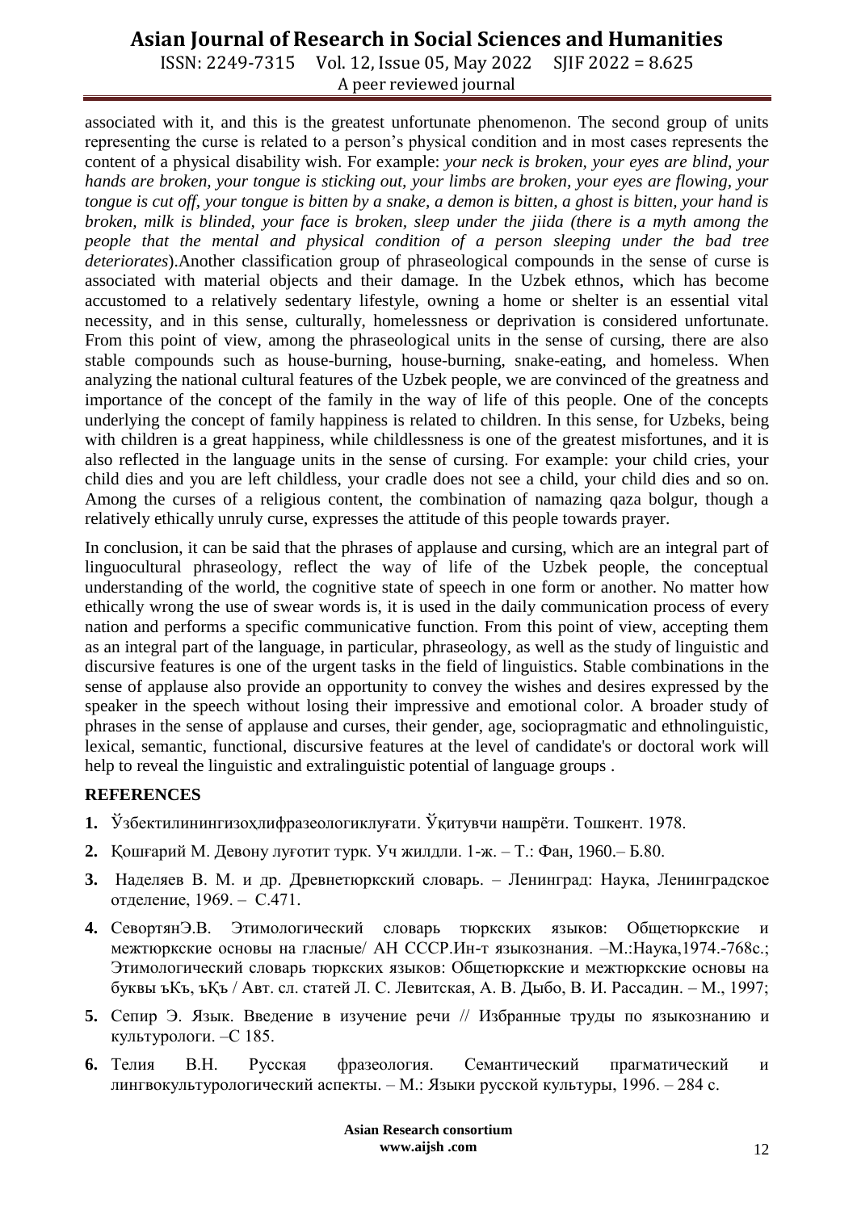associated with it, and this is the greatest unfortunate phenomenon. The second group of units representing the curse is related to a person's physical condition and in most cases represents the content of a physical disability wish. For example: *your neck is broken, your eyes are blind, your hands are broken, your tongue is sticking out, your limbs are broken, your eyes are flowing, your tongue is cut off, your tongue is bitten by a snake, a demon is bitten, a ghost is bitten, your hand is broken, milk is blinded, your face is broken, sleep under the jiida (there is a myth among the people that the mental and physical condition of a person sleeping under the bad tree deteriorates*).Another classification group of phraseological compounds in the sense of curse is associated with material objects and their damage. In the Uzbek ethnos, which has become accustomed to a relatively sedentary lifestyle, owning a home or shelter is an essential vital necessity, and in this sense, culturally, homelessness or deprivation is considered unfortunate. From this point of view, among the phraseological units in the sense of cursing, there are also stable compounds such as house-burning, house-burning, snake-eating, and homeless. When analyzing the national cultural features of the Uzbek people, we are convinced of the greatness and importance of the concept of the family in the way of life of this people. One of the concepts underlying the concept of family happiness is related to children. In this sense, for Uzbeks, being with children is a great happiness, while childlessness is one of the greatest misfortunes, and it is also reflected in the language units in the sense of cursing. For example: your child cries, your child dies and you are left childless, your cradle does not see a child, your child dies and so on. Among the curses of a religious content, the combination of namazing qaza bolgur, though a relatively ethically unruly curse, expresses the attitude of this people towards prayer.

In conclusion, it can be said that the phrases of applause and cursing, which are an integral part of linguocultural phraseology, reflect the way of life of the Uzbek people, the conceptual understanding of the world, the cognitive state of speech in one form or another. No matter how ethically wrong the use of swear words is, it is used in the daily communication process of every nation and performs a specific communicative function. From this point of view, accepting them as an integral part of the language, in particular, phraseology, as well as the study of linguistic and discursive features is one of the urgent tasks in the field of linguistics. Stable combinations in the sense of applause also provide an opportunity to convey the wishes and desires expressed by the speaker in the speech without losing their impressive and emotional color. A broader study of phrases in the sense of applause and curses, their gender, age, sociopragmatic and ethnolinguistic, lexical, semantic, functional, discursive features at the level of candidate's or doctoral work will help to reveal the linguistic and extralinguistic potential of language groups .

## REFERENCES

1. Ўзбектилинингизоҳлифразеологиклуғати. Ўқитувчи нашрёти. Тошкент. 1978.
2. Қошғарий М. Девону луғотит турк. Уч жилдли. 1-ж. – Т.: Фан, 1960.– Б.80.
3. Наделяев В. М. и др. Древнетюркский словарь. – Ленинград: Наука, Ленинградское отделение, 1969. – С.471.
4. СевортянЭ.В. Этимологический словарь тюркских языков: Общетюркские и межтюркские основы на гласные/ АН СССР.Ин-т языкознания. –М.:Наука,1974.-768с.; Этимологический словарь тюркских языков: Общетюркские и межтюркские основы на буквы ъКъ, ъҚъ / Авт. сл. статей Л. С. Левитская, А. В. Дыбо, В. И. Рассадин. – М., 1997;
5. Сепир Э. Язык. Введение в изучение речи // Избранные труды по языкознанию и культурологи. –С 185.
6. Телия В.Н. Русская фразеология. Семантический прагматический и лингвокультурологический аспекты. – М.: Языки русской культуры, 1996. – 284 с.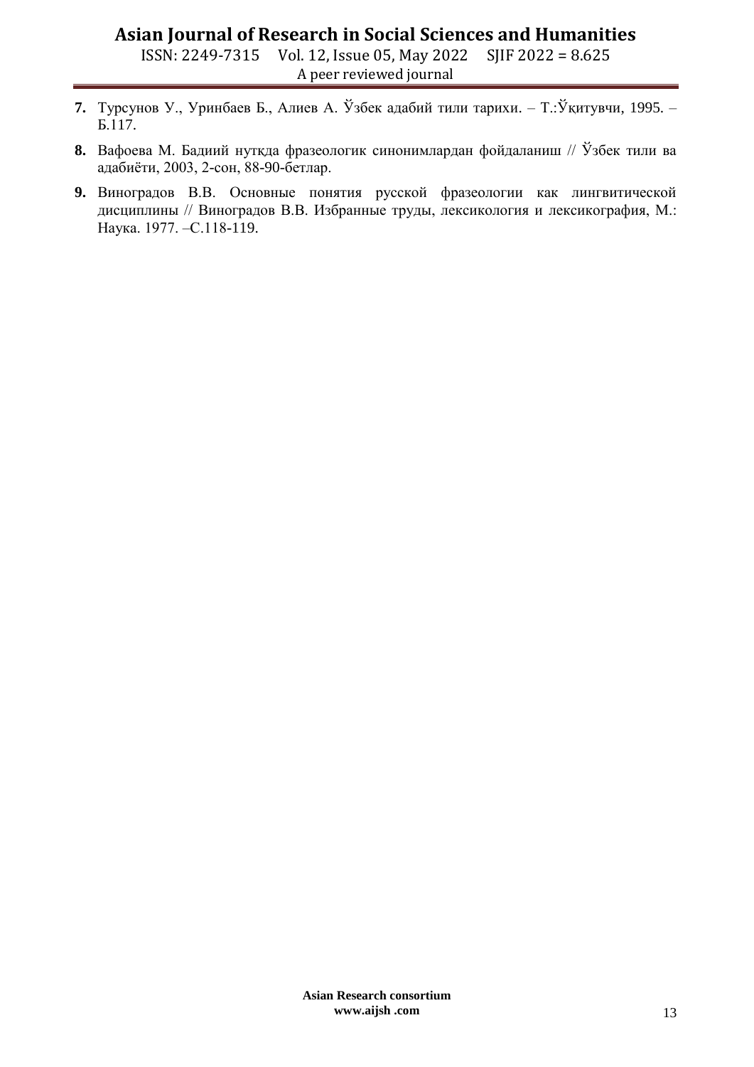7. Турсунов У., Уринбаев Б., Алиев А. Ўзбек адабий тили тарихи. – Т.:Ўқитувчи, 1995. – Б.117.
8. Вафоева М. Бадиий нутқда фразеологик синонимлардан фойдаланиш // Ўзбек тили ва адабиёти, 2003, 2-сон, 88-90-бетлар.
9. Виноградов В.В. Основные понятия русской фразеологии как лингвитической дисциплины // Виноградов В.В. Избранные труды, лексикология и лексикография, М.: Наука. 1977. –С.118-119.